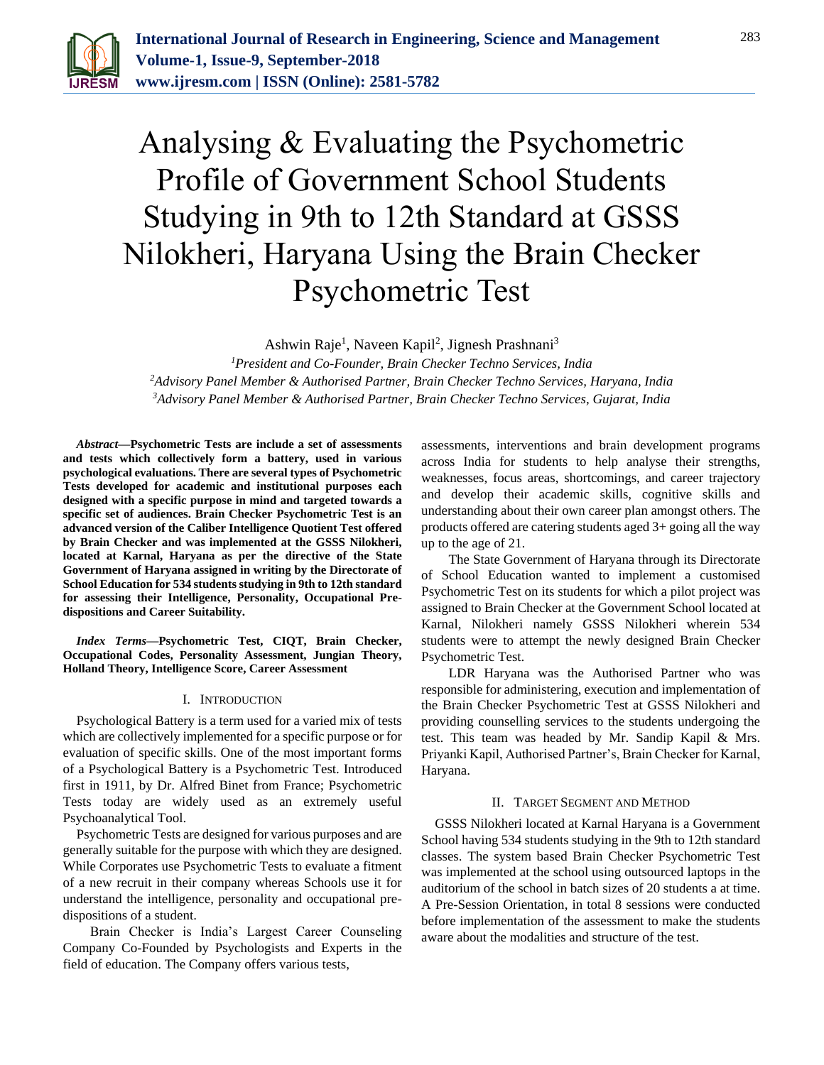# Analysing & Evaluating the Psychometric Profile of Government School Students Studying in 9th to 12th Standard at GSSS Nilokheri, Haryana Using the Brain Checker Psychometric Test

Ashwin Raje[1], Naveen Kapil[2], Jignesh Prashnani[3]

[1]*President and Co-Founder, Brain Checker Techno Services, India*
[2]*Advisory Panel Member & Authorised Partner, Brain Checker Techno Services, Haryana, India*
[3]*Advisory Panel Member & Authorised Partner, Brain Checker Techno Services, Gujarat, India*

***Abstract*—Psychometric Tests are include a set of assessments and tests which collectively form a battery, used in various psychological evaluations. There are several types of Psychometric Tests developed for academic and institutional purposes each designed with a specific purpose in mind and targeted towards a specific set of audiences. Brain Checker Psychometric Test is an advanced version of the Caliber Intelligence Quotient Test offered by Brain Checker and was implemented at the GSSS Nilokheri, located at Karnal, Haryana as per the directive of the State Government of Haryana assigned in writing by the Directorate of School Education for 534 students studying in 9th to 12th standard for assessing their Intelligence, Personality, Occupational Pre-dispositions and Career Suitability.**

***Index Terms*—Psychometric Test, CIQT, Brain Checker, Occupational Codes, Personality Assessment, Jungian Theory, Holland Theory, Intelligence Score, Career Assessment**

## I. Introduction

Psychological Battery is a term used for a varied mix of tests which are collectively implemented for a specific purpose or for evaluation of specific skills. One of the most important forms of a Psychological Battery is a Psychometric Test. Introduced first in 1911, by Dr. Alfred Binet from France; Psychometric Tests today are widely used as an extremely useful Psychoanalytical Tool.

Psychometric Tests are designed for various purposes and are generally suitable for the purpose with which they are designed. While Corporates use Psychometric Tests to evaluate a fitment of a new recruit in their company whereas Schools use it for understand the intelligence, personality and occupational pre-dispositions of a student.

Brain Checker is India's Largest Career Counseling Company Co-Founded by Psychologists and Experts in the field of education. The Company offers various tests, assessments, interventions and brain development programs across India for students to help analyse their strengths, weaknesses, focus areas, shortcomings, and career trajectory and develop their academic skills, cognitive skills and understanding about their own career plan amongst others. The products offered are catering students aged 3+ going all the way up to the age of 21.

The State Government of Haryana through its Directorate of School Education wanted to implement a customised Psychometric Test on its students for which a pilot project was assigned to Brain Checker at the Government School located at Karnal, Nilokheri namely GSSS Nilokheri wherein 534 students were to attempt the newly designed Brain Checker Psychometric Test.

LDR Haryana was the Authorised Partner who was responsible for administering, execution and implementation of the Brain Checker Psychometric Test at GSSS Nilokheri and providing counselling services to the students undergoing the test. This team was headed by Mr. Sandip Kapil & Mrs. Priyanki Kapil, Authorised Partner's, Brain Checker for Karnal, Haryana.

## II. Target Segment and Method

GSSS Nilokheri located at Karnal Haryana is a Government School having 534 students studying in the 9th to 12th standard classes. The system based Brain Checker Psychometric Test was implemented at the school using outsourced laptops in the auditorium of the school in batch sizes of 20 students a at time. A Pre-Session Orientation, in total 8 sessions were conducted before implementation of the assessment to make the students aware about the modalities and structure of the test.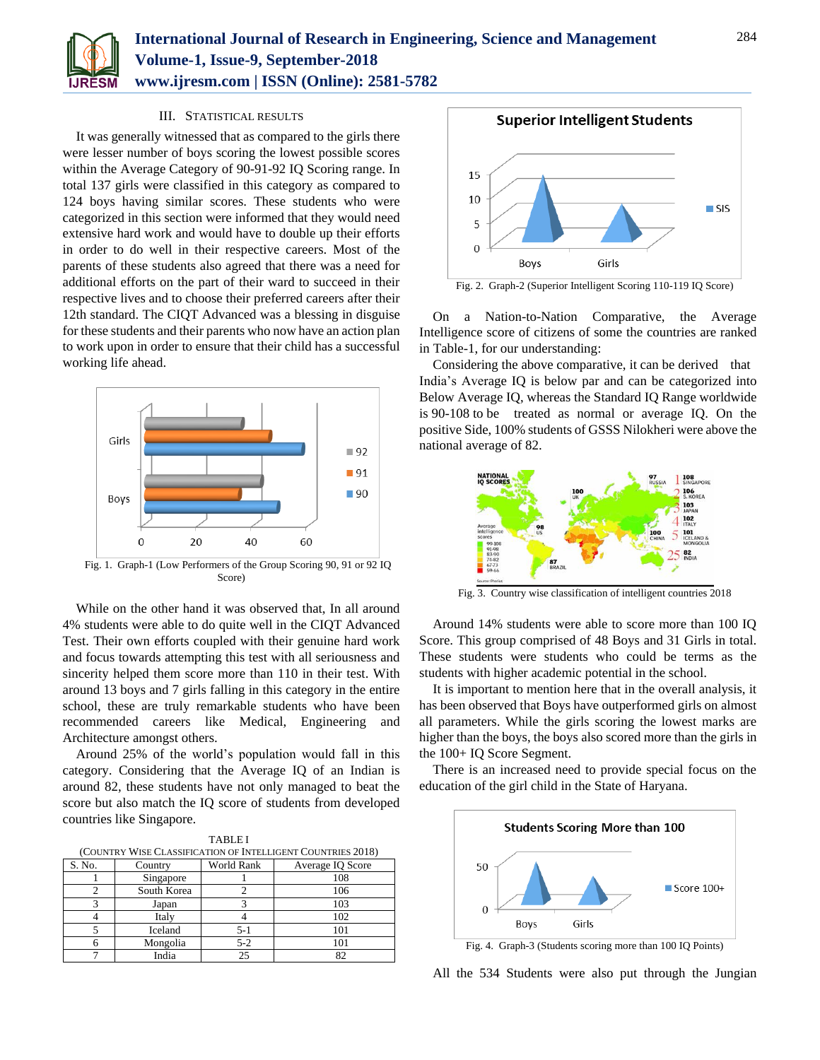### III. STATISTICAL RESULTS

It was generally witnessed that as compared to the girls there were lesser number of boys scoring the lowest possible scores within the Average Category of 90-91-92 IQ Scoring range. In total 137 girls were classified in this category as compared to 124 boys having similar scores. These students who were categorized in this section were informed that they would need extensive hard work and would have to double up their efforts in order to do well in their respective careers. Most of the parents of these students also agreed that there was a need for additional efforts on the part of their ward to succeed in their respective lives and to choose their preferred careers after their 12th standard. The CIQT Advanced was a blessing in disguise for these students and their parents who now have an action plan to work upon in order to ensure that their child has a successful working life ahead.

Fig. 1. Graph-1 (Low Performers of the Group Scoring 90, 91 or 92 IQ Score)

While on the other hand it was observed that, In all around 4% students were able to do quite well in the CIQT Advanced Test. Their own efforts coupled with their genuine hard work and focus towards attempting this test with all seriousness and sincerity helped them score more than 110 in their test. With around 13 boys and 7 girls falling in this category in the entire school, these are truly remarkable students who have been recommended careers like Medical, Engineering and Architecture amongst others.

Around 25% of the world's population would fall in this category. Considering that the Average IQ of an Indian is around 82, these students have not only managed to beat the score but also match the IQ score of students from developed countries like Singapore.

TABLE I
(COUNTRY WISE CLASSIFICATION OF INTELLIGENT COUNTRIES 2018)

| S. No. | Country | World Rank | Average IQ Score |
|---|---|---|---|
| 1 | Singapore | 1 | 108 |
| 2 | South Korea | 2 | 106 |
| 3 | Japan | 3 | 103 |
| 4 | Italy | 4 | 102 |
| 5 | Iceland | 5-1 | 101 |
| 6 | Mongolia | 5-2 | 101 |
| 7 | India | 25 | 82 |

Fig. 2. Graph-2 (Superior Intelligent Scoring 110-119 IQ Score)

On a Nation-to-Nation Comparative, the Average Intelligence score of citizens of some the countries are ranked in Table-1, for our understanding:

Considering the above comparative, it can be derived that India's Average IQ is below par and can be categorized into Below Average IQ, whereas the Standard IQ Range worldwide is 90-108 to be treated as normal or average IQ. On the positive Side, 100% students of GSSS Nilokheri were above the national average of 82.

Fig. 3. Country wise classification of intelligent countries 2018

Around 14% students were able to score more than 100 IQ Score. This group comprised of 48 Boys and 31 Girls in total. These students were students who could be terms as the students with higher academic potential in the school.

It is important to mention here that in the overall analysis, it has been observed that Boys have outperformed girls on almost all parameters. While the girls scoring the lowest marks are higher than the boys, the boys also scored more than the girls in the 100+ IQ Score Segment.

There is an increased need to provide special focus on the education of the girl child in the State of Haryana.

Fig. 4. Graph-3 (Students scoring more than 100 IQ Points)

All the 534 Students were also put through the Jungian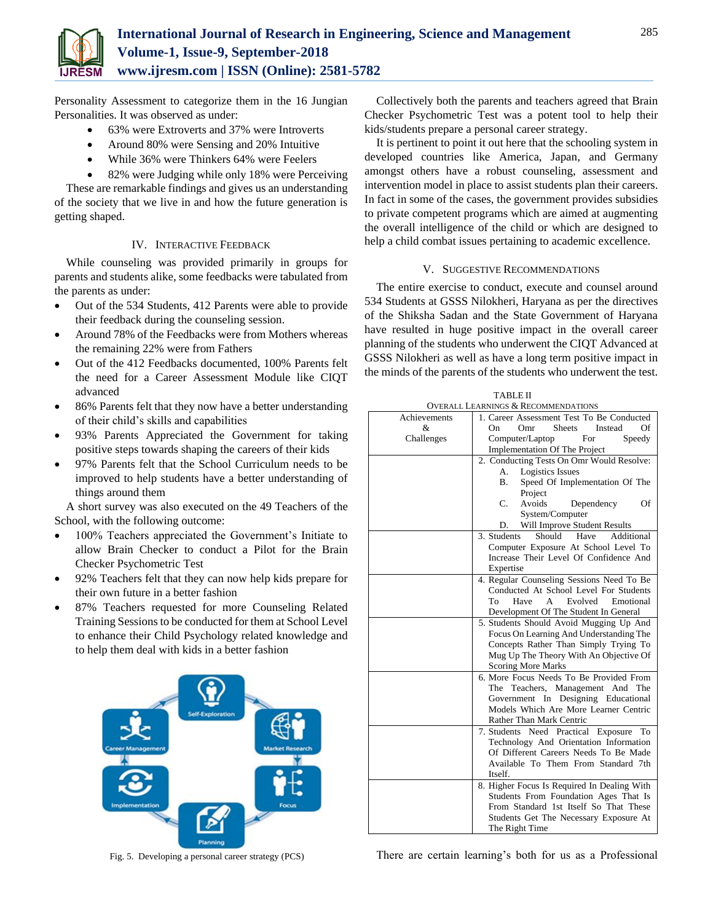Personality Assessment to categorize them in the 16 Jungian Personalities. It was observed as under:

- 63% were Extroverts and 37% were Introverts
- Around 80% were Sensing and 20% Intuitive
- While 36% were Thinkers 64% were Feelers
- 82% were Judging while only 18% were Perceiving

These are remarkable findings and gives us an understanding of the society that we live in and how the future generation is getting shaped.

## IV. Interactive Feedback

While counseling was provided primarily in groups for parents and students alike, some feedbacks were tabulated from the parents as under:

- Out of the 534 Students, 412 Parents were able to provide their feedback during the counseling session.
- Around 78% of the Feedbacks were from Mothers whereas the remaining 22% were from Fathers
- Out of the 412 Feedbacks documented, 100% Parents felt the need for a Career Assessment Module like CIQT advanced
- 86% Parents felt that they now have a better understanding of their child's skills and capabilities
- 93% Parents Appreciated the Government for taking positive steps towards shaping the careers of their kids
- 97% Parents felt that the School Curriculum needs to be improved to help students have a better understanding of things around them

A short survey was also executed on the 49 Teachers of the School, with the following outcome:

- 100% Teachers appreciated the Government's Initiate to allow Brain Checker to conduct a Pilot for the Brain Checker Psychometric Test
- 92% Teachers felt that they can now help kids prepare for their own future in a better fashion
- 87% Teachers requested for more Counseling Related Training Sessions to be conducted for them at School Level to enhance their Child Psychology related knowledge and to help them deal with kids in a better fashion

Fig. 5. Developing a personal career strategy (PCS)

Collectively both the parents and teachers agreed that Brain Checker Psychometric Test was a potent tool to help their kids/students prepare a personal career strategy.

It is pertinent to point it out here that the schooling system in developed countries like America, Japan, and Germany amongst others have a robust counseling, assessment and intervention model in place to assist students plan their careers. In fact in some of the cases, the government provides subsidies to private competent programs which are aimed at augmenting the overall intelligence of the child or which are designed to help a child combat issues pertaining to academic excellence.

## V. Suggestive Recommendations

The entire exercise to conduct, execute and counsel around 534 Students at GSSS Nilokheri, Haryana as per the directives of the Shiksha Sadan and the State Government of Haryana have resulted in huge positive impact in the overall career planning of the students who underwent the CIQT Advanced at GSSS Nilokheri as well as have a long term positive impact in the minds of the parents of the students who underwent the test.

TABLE II
OVERALL LEARNINGS & RECOMMENDATIONS

| Achievements & Challenges | |
|---|---|
| | 1. Career Assessment Test To Be Conducted On Omr Sheets Instead Of Computer/Laptop For Speedy Implementation Of The Project |
| | 2. Conducting Tests On Omr Would Resolve: A. Logistics Issues B. Speed Of Implementation Of The Project C. Avoids Dependency Of System/Computer D. Will Improve Student Results |
| | 3. Students Should Have Additional Computer Exposure At School Level To Increase Their Level Of Confidence And Expertise |
| | 4. Regular Counseling Sessions Need To Be Conducted At School Level For Students To Have A Evolved Emotional Development Of The Student In General |
| | 5. Students Should Avoid Mugging Up And Focus On Learning And Understanding The Concepts Rather Than Simply Trying To Mug Up The Theory With An Objective Of Scoring More Marks |
| | 6. More Focus Needs To Be Provided From The Teachers, Management And The Government In Designing Educational Models Which Are More Learner Centric Rather Than Mark Centric |
| | 7. Students Need Practical Exposure To Technology And Orientation Information Of Different Careers Needs To Be Made Available To Them From Standard 7th Itself. |
| | 8. Higher Focus Is Required In Dealing With Students From Foundation Ages That Is From Standard 1st Itself So That These Students Get The Necessary Exposure At The Right Time |

There are certain learning's both for us as a Professional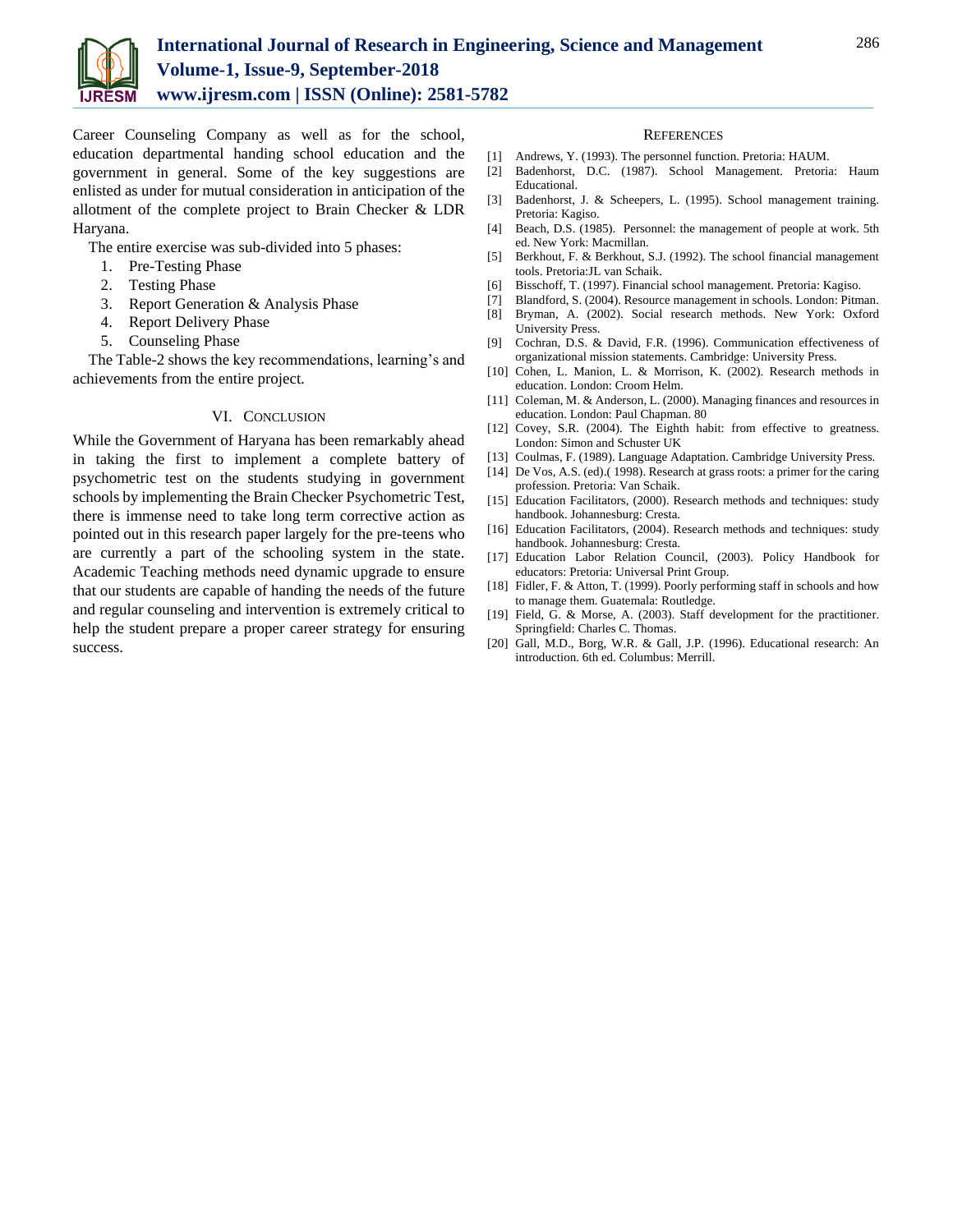Career Counseling Company as well as for the school, education departmental handing school education and the government in general. Some of the key suggestions are enlisted as under for mutual consideration in anticipation of the allotment of the complete project to Brain Checker & LDR Haryana.

The entire exercise was sub-divided into 5 phases:

1. Pre-Testing Phase
2. Testing Phase
3. Report Generation & Analysis Phase
4. Report Delivery Phase
5. Counseling Phase

The Table-2 shows the key recommendations, learning's and achievements from the entire project.

## VI. Conclusion

While the Government of Haryana has been remarkably ahead in taking the first to implement a complete battery of psychometric test on the students studying in government schools by implementing the Brain Checker Psychometric Test, there is immense need to take long term corrective action as pointed out in this research paper largely for the pre-teens who are currently a part of the schooling system in the state. Academic Teaching methods need dynamic upgrade to ensure that our students are capable of handing the needs of the future and regular counseling and intervention is extremely critical to help the student prepare a proper career strategy for ensuring success.

## References

[1] Andrews, Y. (1993). The personnel function. Pretoria: HAUM.
[2] Badenhorst, D.C. (1987). School Management. Pretoria: Haum Educational.
[3] Badenhorst, J. & Scheepers, L. (1995). School management training. Pretoria: Kagiso.
[4] Beach, D.S. (1985). Personnel: the management of people at work. 5th ed. New York: Macmillan.
[5] Berkhout, F. & Berkhout, S.J. (1992). The school financial management tools. Pretoria:JL van Schaik.
[6] Bisschoff, T. (1997). Financial school management. Pretoria: Kagiso.
[7] Blandford, S. (2004). Resource management in schools. London: Pitman.
[8] Bryman, A. (2002). Social research methods. New York: Oxford University Press.
[9] Cochran, D.S. & David, F.R. (1996). Communication effectiveness of organizational mission statements. Cambridge: University Press.
[10] Cohen, L. Manion, L. & Morrison, K. (2002). Research methods in education. London: Croom Helm.
[11] Coleman, M. & Anderson, L. (2000). Managing finances and resources in education. London: Paul Chapman. 80
[12] Covey, S.R. (2004). The Eighth habit: from effective to greatness. London: Simon and Schuster UK
[13] Coulmas, F. (1989). Language Adaptation. Cambridge University Press.
[14] De Vos, A.S. (ed).( 1998). Research at grass roots: a primer for the caring profession. Pretoria: Van Schaik.
[15] Education Facilitators, (2000). Research methods and techniques: study handbook. Johannesburg: Cresta.
[16] Education Facilitators, (2004). Research methods and techniques: study handbook. Johannesburg: Cresta.
[17] Education Labor Relation Council, (2003). Policy Handbook for educators: Pretoria: Universal Print Group.
[18] Fidler, F. & Atton, T. (1999). Poorly performing staff in schools and how to manage them. Guatemala: Routledge.
[19] Field, G. & Morse, A. (2003). Staff development for the practitioner. Springfield: Charles C. Thomas.
[20] Gall, M.D., Borg, W.R. & Gall, J.P. (1996). Educational research: An introduction. 6th ed. Columbus: Merrill.